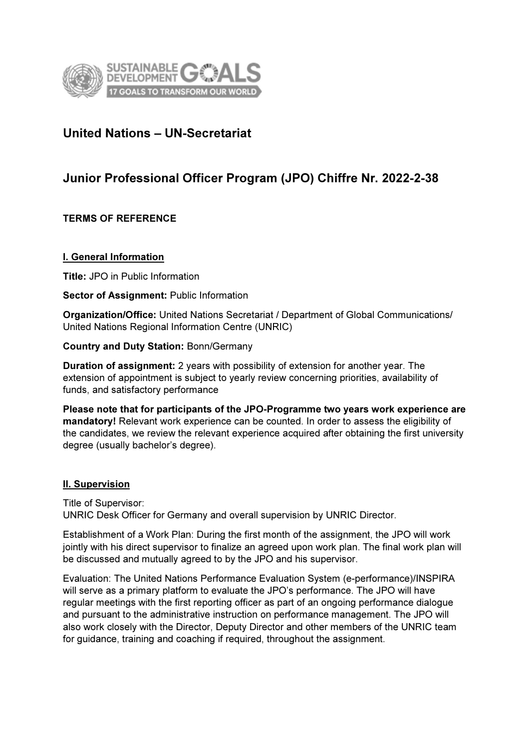# United Nations – UN-Secretariat

# Junior Professional Officer Program (JPO) Chiffre Nr. 2022-2-38

**TERMS OF REFERENCE**

## I. General Information

**Title:** JPO in Public Information

**Sector of Assignment:** Public Information

**Organization/Office:** United Nations Secretariat / Department of Global Communications/ United Nations Regional Information Centre (UNRIC)

**Country and Duty Station:** Bonn/Germany

**Duration of assignment:** 2 years with possibility of extension for another year. The extension of appointment is subject to yearly review concerning priorities, availability of funds, and satisfactory performance

**Please note that for participants of the JPO-Programme two years work experience are mandatory!** Relevant work experience can be counted. In order to assess the eligibility of the candidates, we review the relevant experience acquired after obtaining the first university degree (usually bachelor's degree).

## II. Supervision

Title of Supervisor:
UNRIC Desk Officer for Germany and overall supervision by UNRIC Director.

Establishment of a Work Plan: During the first month of the assignment, the JPO will work jointly with his direct supervisor to finalize an agreed upon work plan. The final work plan will be discussed and mutually agreed to by the JPO and his supervisor.

Evaluation: The United Nations Performance Evaluation System (e-performance)/INSPIRA will serve as a primary platform to evaluate the JPO's performance. The JPO will have regular meetings with the first reporting officer as part of an ongoing performance dialogue and pursuant to the administrative instruction on performance management. The JPO will also work closely with the Director, Deputy Director and other members of the UNRIC team for guidance, training and coaching if required, throughout the assignment.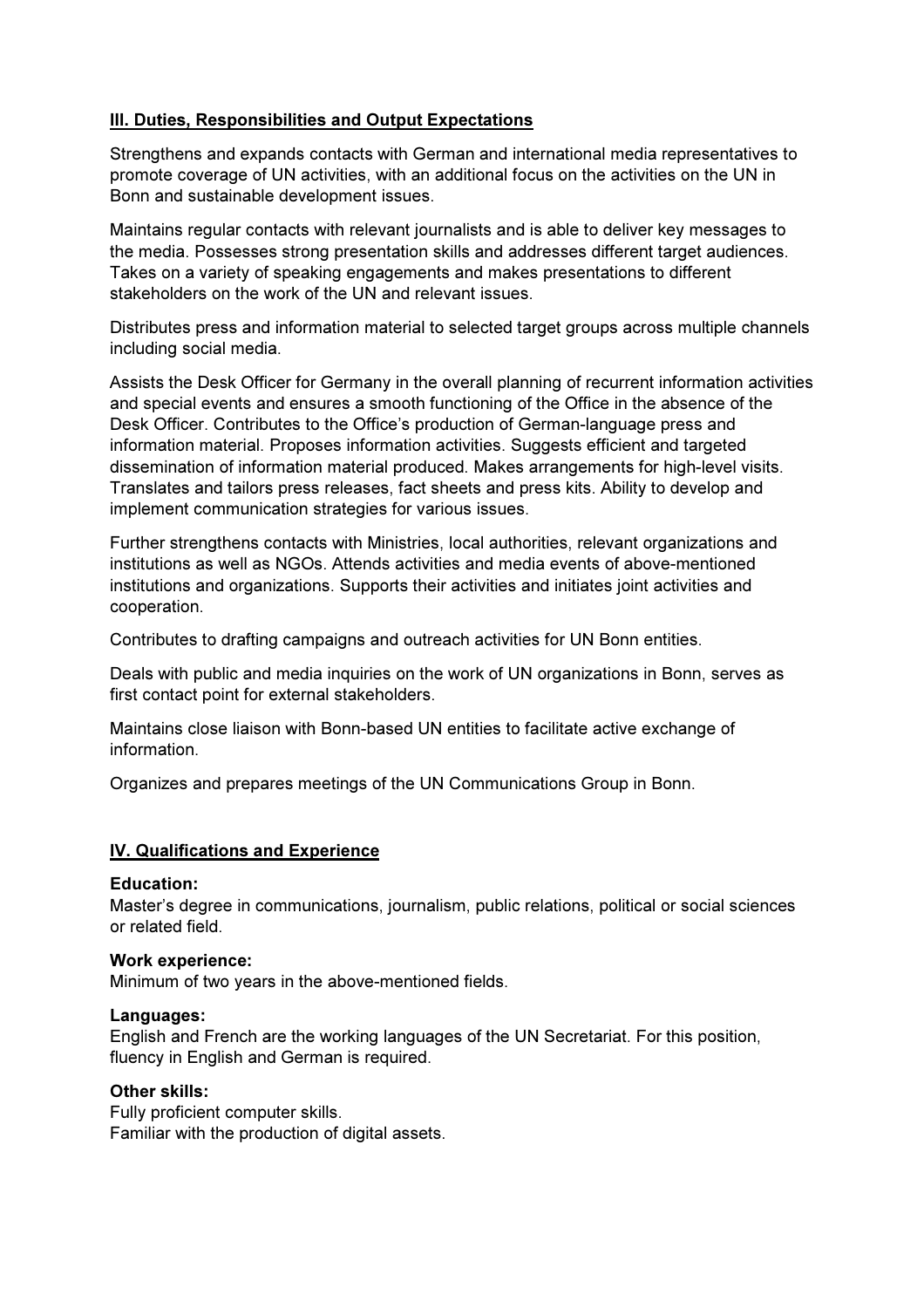## III. Duties, Responsibilities and Output Expectations

Strengthens and expands contacts with German and international media representatives to promote coverage of UN activities, with an additional focus on the activities on the UN in Bonn and sustainable development issues.

Maintains regular contacts with relevant journalists and is able to deliver key messages to the media. Possesses strong presentation skills and addresses different target audiences. Takes on a variety of speaking engagements and makes presentations to different stakeholders on the work of the UN and relevant issues.

Distributes press and information material to selected target groups across multiple channels including social media.

Assists the Desk Officer for Germany in the overall planning of recurrent information activities and special events and ensures a smooth functioning of the Office in the absence of the Desk Officer. Contributes to the Office's production of German-language press and information material. Proposes information activities. Suggests efficient and targeted dissemination of information material produced. Makes arrangements for high-level visits. Translates and tailors press releases, fact sheets and press kits. Ability to develop and implement communication strategies for various issues.

Further strengthens contacts with Ministries, local authorities, relevant organizations and institutions as well as NGOs. Attends activities and media events of above-mentioned institutions and organizations. Supports their activities and initiates joint activities and cooperation.

Contributes to drafting campaigns and outreach activities for UN Bonn entities.

Deals with public and media inquiries on the work of UN organizations in Bonn, serves as first contact point for external stakeholders.

Maintains close liaison with Bonn-based UN entities to facilitate active exchange of information.

Organizes and prepares meetings of the UN Communications Group in Bonn.

## IV. Qualifications and Experience

**Education:**
Master's degree in communications, journalism, public relations, political or social sciences or related field.

**Work experience:**
Minimum of two years in the above-mentioned fields.

**Languages:**
English and French are the working languages of the UN Secretariat. For this position, fluency in English and German is required.

**Other skills:**
Fully proficient computer skills.
Familiar with the production of digital assets.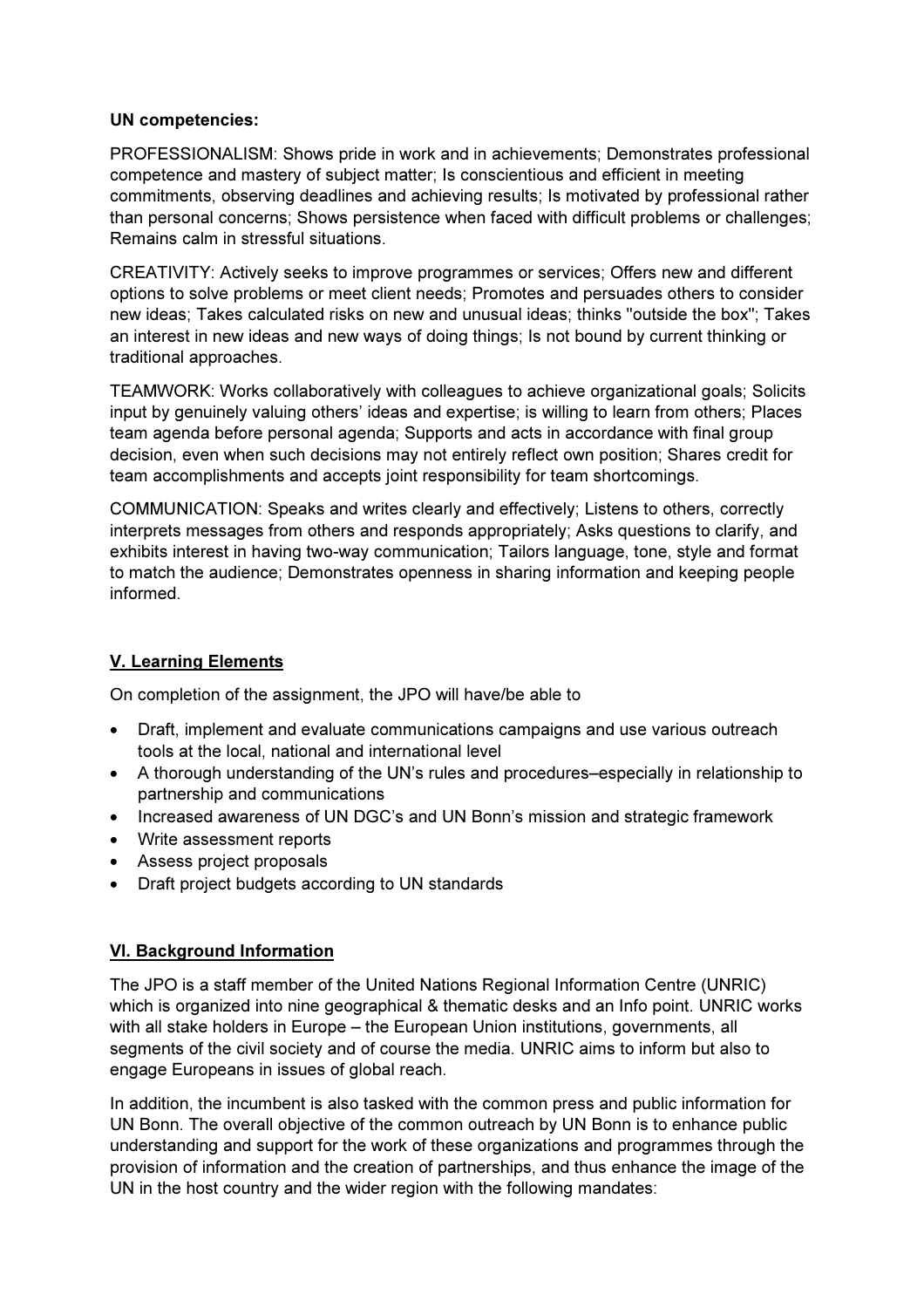**UN competencies:**

PROFESSIONALISM: Shows pride in work and in achievements; Demonstrates professional competence and mastery of subject matter; Is conscientious and efficient in meeting commitments, observing deadlines and achieving results; Is motivated by professional rather than personal concerns; Shows persistence when faced with difficult problems or challenges; Remains calm in stressful situations.

CREATIVITY: Actively seeks to improve programmes or services; Offers new and different options to solve problems or meet client needs; Promotes and persuades others to consider new ideas; Takes calculated risks on new and unusual ideas; thinks "outside the box"; Takes an interest in new ideas and new ways of doing things; Is not bound by current thinking or traditional approaches.

TEAMWORK: Works collaboratively with colleagues to achieve organizational goals; Solicits input by genuinely valuing others' ideas and expertise; is willing to learn from others; Places team agenda before personal agenda; Supports and acts in accordance with final group decision, even when such decisions may not entirely reflect own position; Shares credit for team accomplishments and accepts joint responsibility for team shortcomings.

COMMUNICATION: Speaks and writes clearly and effectively; Listens to others, correctly interprets messages from others and responds appropriately; Asks questions to clarify, and exhibits interest in having two-way communication; Tailors language, tone, style and format to match the audience; Demonstrates openness in sharing information and keeping people informed.

## V. Learning Elements

On completion of the assignment, the JPO will have/be able to

- Draft, implement and evaluate communications campaigns and use various outreach tools at the local, national and international level
- A thorough understanding of the UN's rules and procedures–especially in relationship to partnership and communications
- Increased awareness of UN DGC's and UN Bonn's mission and strategic framework
- Write assessment reports
- Assess project proposals
- Draft project budgets according to UN standards

## VI. Background Information

The JPO is a staff member of the United Nations Regional Information Centre (UNRIC) which is organized into nine geographical & thematic desks and an Info point. UNRIC works with all stake holders in Europe – the European Union institutions, governments, all segments of the civil society and of course the media. UNRIC aims to inform but also to engage Europeans in issues of global reach.

In addition, the incumbent is also tasked with the common press and public information for UN Bonn. The overall objective of the common outreach by UN Bonn is to enhance public understanding and support for the work of these organizations and programmes through the provision of information and the creation of partnerships, and thus enhance the image of the UN in the host country and the wider region with the following mandates: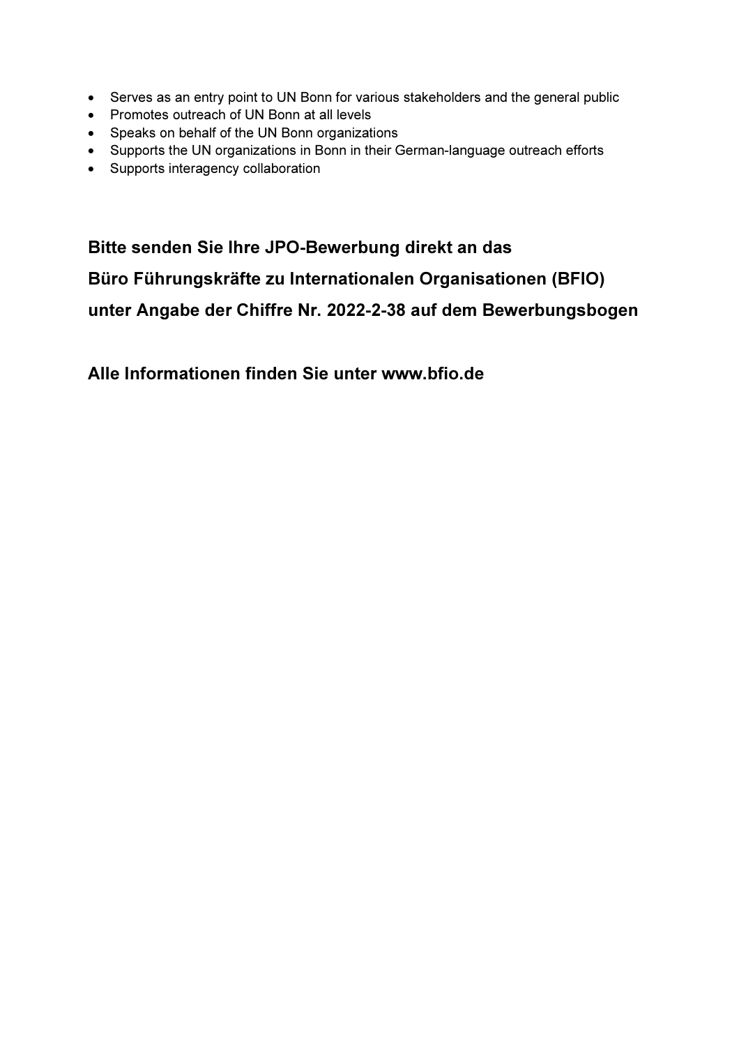- Serves as an entry point to UN Bonn for various stakeholders and the general public
- Promotes outreach of UN Bonn at all levels
- Speaks on behalf of the UN Bonn organizations
- Supports the UN organizations in Bonn in their German-language outreach efforts
- Supports interagency collaboration

**Bitte senden Sie Ihre JPO-Bewerbung direkt an das**

**Büro Führungskräfte zu Internationalen Organisationen (BFIO)**

**unter Angabe der Chiffre Nr. 2022-2-38 auf dem Bewerbungsbogen**

**Alle Informationen finden Sie unter www.bfio.de**